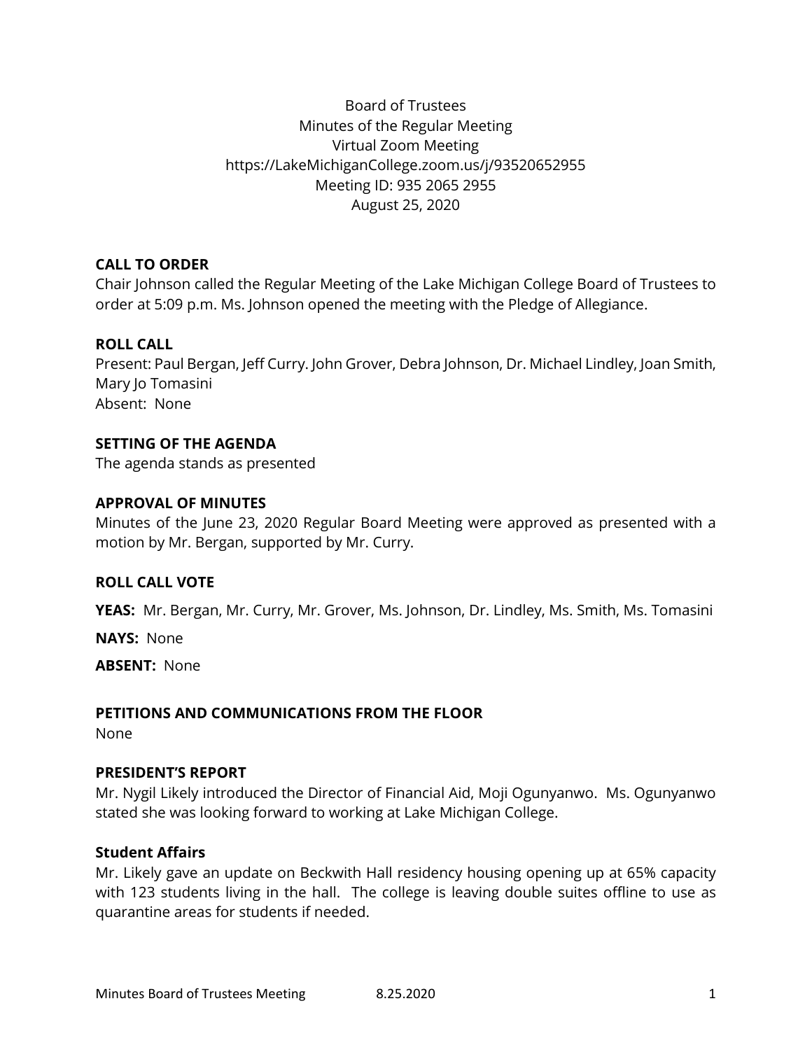Board of Trustees
Minutes of the Regular Meeting
Virtual Zoom Meeting
https://LakeMichiganCollege.zoom.us/j/93520652955
Meeting ID: 935 2065 2955
August 25, 2020

**CALL TO ORDER**

Chair Johnson called the Regular Meeting of the Lake Michigan College Board of Trustees to order at 5:09 p.m. Ms. Johnson opened the meeting with the Pledge of Allegiance.

**ROLL CALL**

Present: Paul Bergan, Jeff Curry. John Grover, Debra Johnson, Dr. Michael Lindley, Joan Smith, Mary Jo Tomasini
Absent: None

**SETTING OF THE AGENDA**

The agenda stands as presented

**APPROVAL OF MINUTES**

Minutes of the June 23, 2020 Regular Board Meeting were approved as presented with a motion by Mr. Bergan, supported by Mr. Curry.

**ROLL CALL VOTE**

**YEAS:** Mr. Bergan, Mr. Curry, Mr. Grover, Ms. Johnson, Dr. Lindley, Ms. Smith, Ms. Tomasini

**NAYS:** None

**ABSENT:** None

**PETITIONS AND COMMUNICATIONS FROM THE FLOOR**

None

**PRESIDENT'S REPORT**

Mr. Nygil Likely introduced the Director of Financial Aid, Moji Ogunyanwo. Ms. Ogunyanwo stated she was looking forward to working at Lake Michigan College.

**Student Affairs**

Mr. Likely gave an update on Beckwith Hall residency housing opening up at 65% capacity with 123 students living in the hall. The college is leaving double suites offline to use as quarantine areas for students if needed.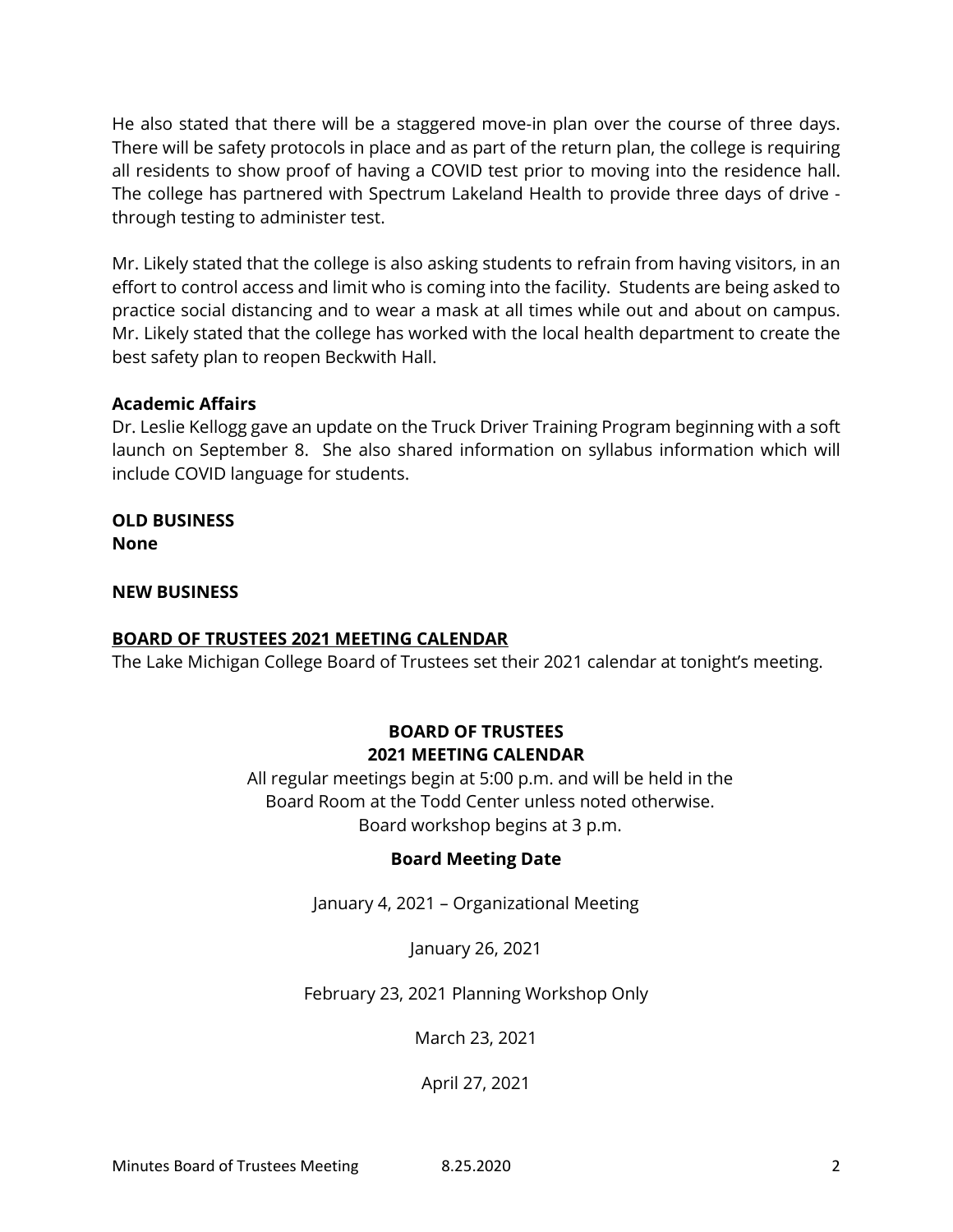He also stated that there will be a staggered move-in plan over the course of three days. There will be safety protocols in place and as part of the return plan, the college is requiring all residents to show proof of having a COVID test prior to moving into the residence hall. The college has partnered with Spectrum Lakeland Health to provide three days of drive - through testing to administer test.

Mr. Likely stated that the college is also asking students to refrain from having visitors, in an effort to control access and limit who is coming into the facility. Students are being asked to practice social distancing and to wear a mask at all times while out and about on campus. Mr. Likely stated that the college has worked with the local health department to create the best safety plan to reopen Beckwith Hall.

**Academic Affairs**
Dr. Leslie Kellogg gave an update on the Truck Driver Training Program beginning with a soft launch on September 8. She also shared information on syllabus information which will include COVID language for students.

**OLD BUSINESS**
**None**

**NEW BUSINESS**

**BOARD OF TRUSTEES 2021 MEETING CALENDAR**
The Lake Michigan College Board of Trustees set their 2021 calendar at tonight's meeting.

**BOARD OF TRUSTEES**
**2021 MEETING CALENDAR**

All regular meetings begin at 5:00 p.m. and will be held in the Board Room at the Todd Center unless noted otherwise.
Board workshop begins at 3 p.m.

**Board Meeting Date**

January 4, 2021 – Organizational Meeting

January 26, 2021

February 23, 2021 Planning Workshop Only

March 23, 2021

April 27, 2021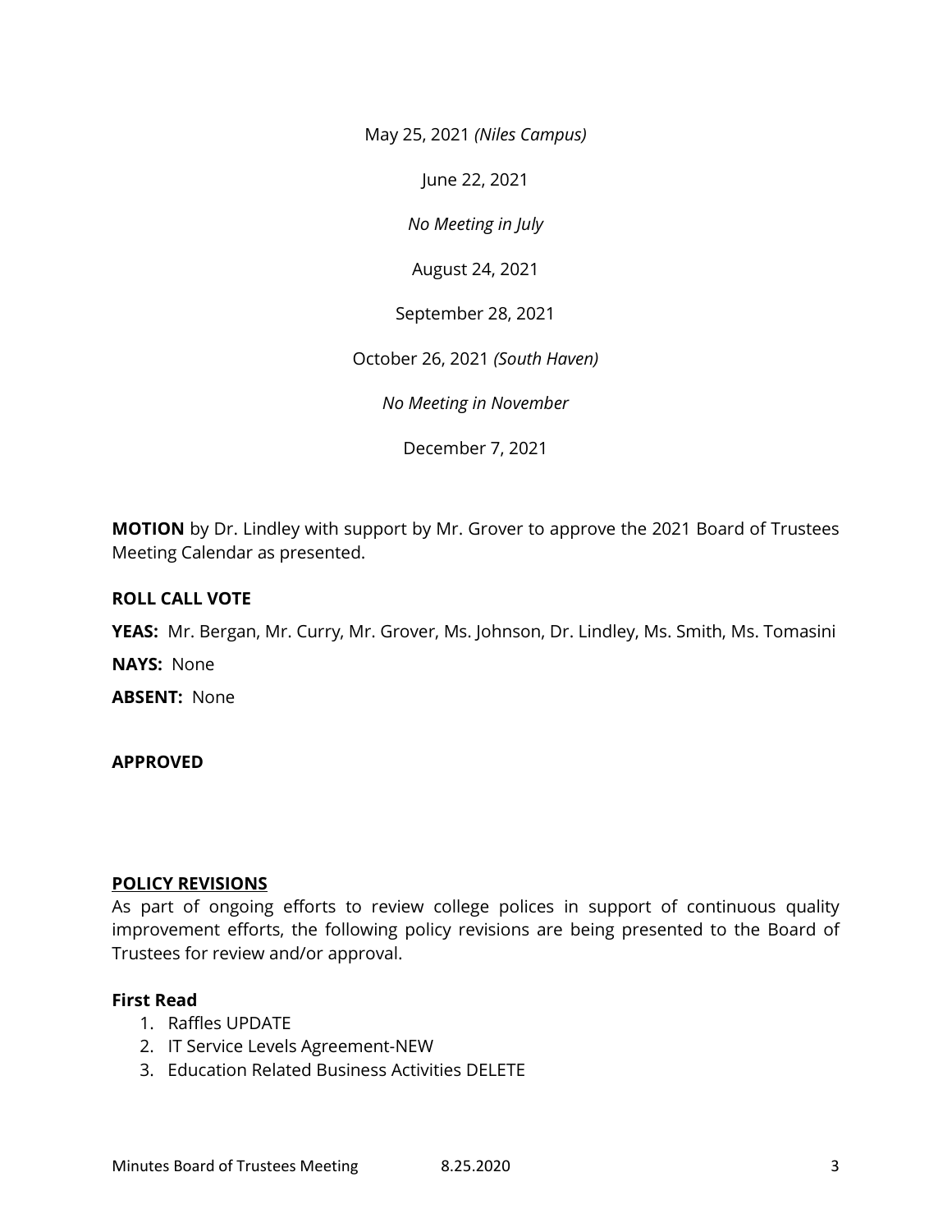May 25, 2021 *(Niles Campus)*

June 22, 2021

*No Meeting in July*

August 24, 2021

September 28, 2021

October 26, 2021 *(South Haven)*

*No Meeting in November*

December 7, 2021

**MOTION** by Dr. Lindley with support by Mr. Grover to approve the 2021 Board of Trustees Meeting Calendar as presented.

**ROLL CALL VOTE**

**YEAS:** Mr. Bergan, Mr. Curry, Mr. Grover, Ms. Johnson, Dr. Lindley, Ms. Smith, Ms. Tomasini

**NAYS:** None

**ABSENT:** None

**APPROVED**

**POLICY REVISIONS**

As part of ongoing efforts to review college polices in support of continuous quality improvement efforts, the following policy revisions are being presented to the Board of Trustees for review and/or approval.

**First Read**

1. Raffles UPDATE
2. IT Service Levels Agreement-NEW
3. Education Related Business Activities DELETE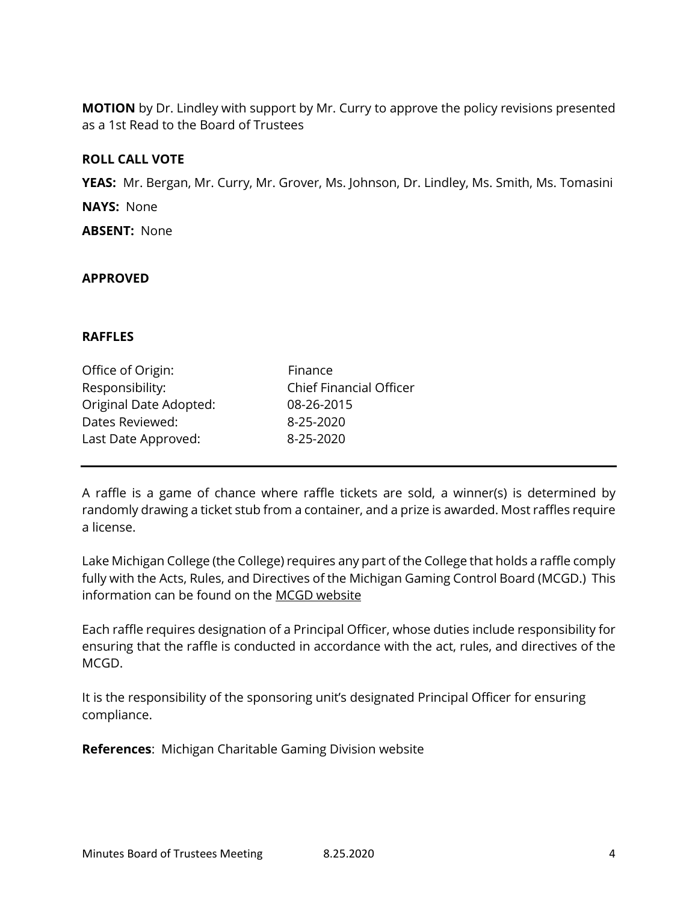**MOTION** by Dr. Lindley with support by Mr. Curry to approve the policy revisions presented as a 1st Read to the Board of Trustees

**ROLL CALL VOTE**

**YEAS:** Mr. Bergan, Mr. Curry, Mr. Grover, Ms. Johnson, Dr. Lindley, Ms. Smith, Ms. Tomasini

**NAYS:** None

**ABSENT:** None

**APPROVED**

**RAFFLES**

| | |
|---|---|
| Office of Origin: | Finance |
| Responsibility: | Chief Financial Officer |
| Original Date Adopted: | 08-26-2015 |
| Dates Reviewed: | 8-25-2020 |
| Last Date Approved: | 8-25-2020 |

---

A raffle is a game of chance where raffle tickets are sold, a winner(s) is determined by randomly drawing a ticket stub from a container, and a prize is awarded. Most raffles require a license.

Lake Michigan College (the College) requires any part of the College that holds a raffle comply fully with the Acts, Rules, and Directives of the Michigan Gaming Control Board (MCGD.) This information can be found on the MCGD website

Each raffle requires designation of a Principal Officer, whose duties include responsibility for ensuring that the raffle is conducted in accordance with the act, rules, and directives of the MCGD.

It is the responsibility of the sponsoring unit's designated Principal Officer for ensuring compliance.

**References**: Michigan Charitable Gaming Division website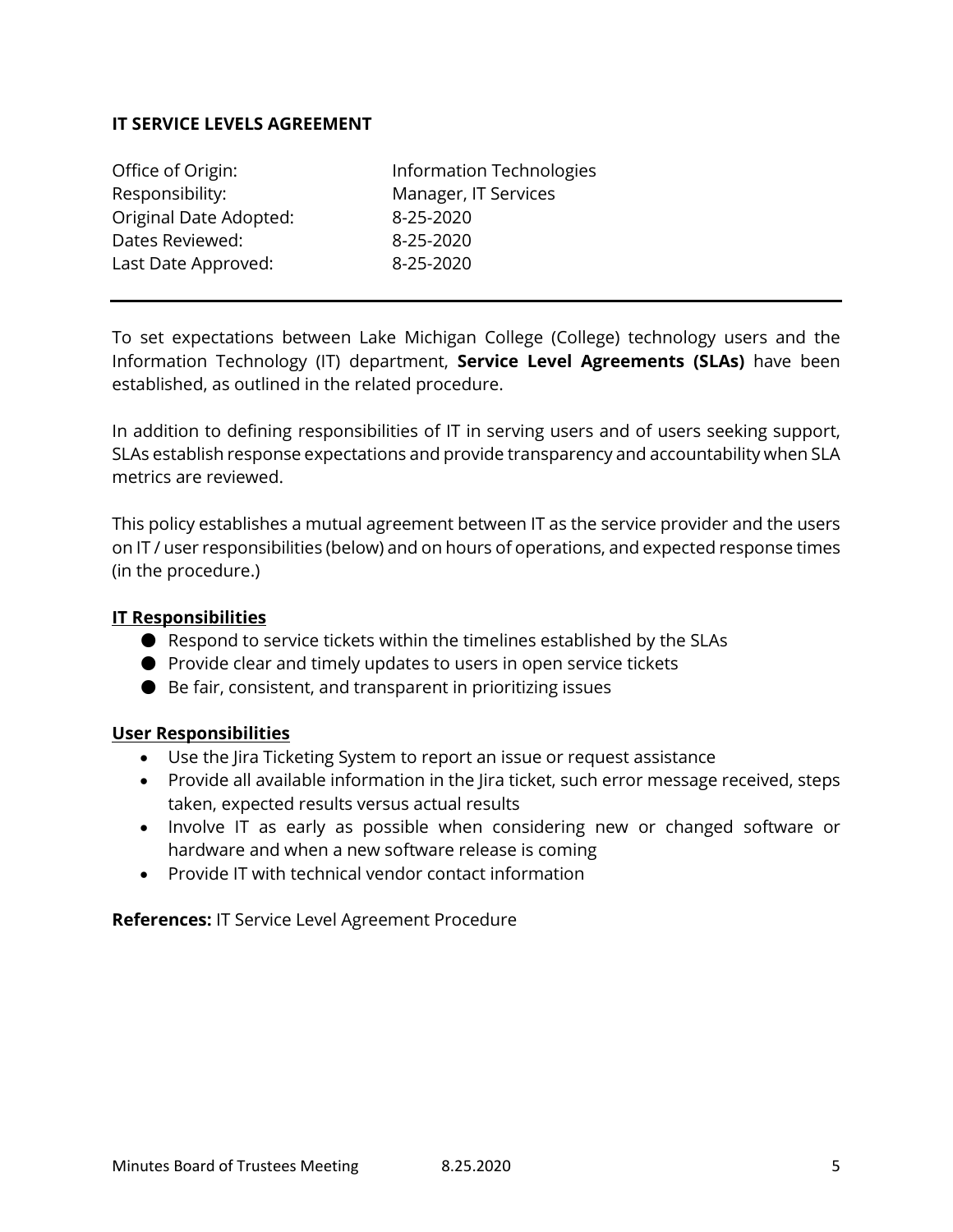**IT SERVICE LEVELS AGREEMENT**

| | |
|---|---|
| Office of Origin: | Information Technologies |
| Responsibility: | Manager, IT Services |
| Original Date Adopted: | 8-25-2020 |
| Dates Reviewed: | 8-25-2020 |
| Last Date Approved: | 8-25-2020 |

---

To set expectations between Lake Michigan College (College) technology users and the Information Technology (IT) department, **Service Level Agreements (SLAs)** have been established, as outlined in the related procedure.

In addition to defining responsibilities of IT in serving users and of users seeking support, SLAs establish response expectations and provide transparency and accountability when SLA metrics are reviewed.

This policy establishes a mutual agreement between IT as the service provider and the users on IT / user responsibilities (below) and on hours of operations, and expected response times (in the procedure.)

**IT Responsibilities**

- Respond to service tickets within the timelines established by the SLAs
- Provide clear and timely updates to users in open service tickets
- Be fair, consistent, and transparent in prioritizing issues

**User Responsibilities**

- Use the Jira Ticketing System to report an issue or request assistance
- Provide all available information in the Jira ticket, such error message received, steps taken, expected results versus actual results
- Involve IT as early as possible when considering new or changed software or hardware and when a new software release is coming
- Provide IT with technical vendor contact information

**References:** IT Service Level Agreement Procedure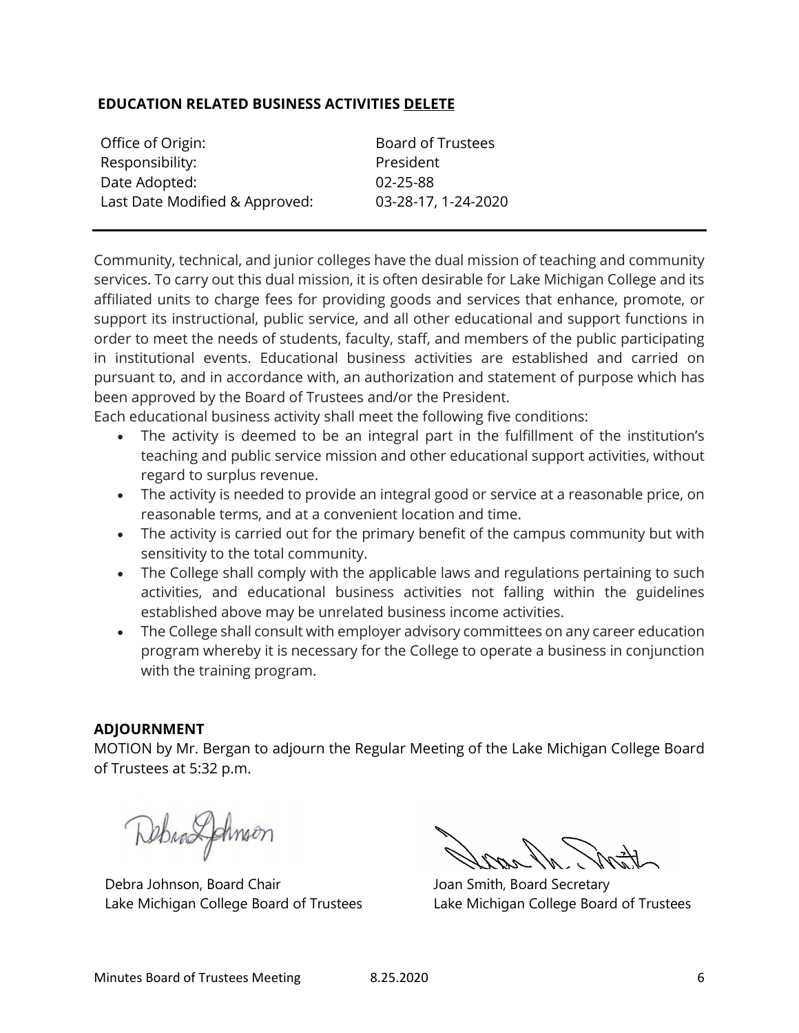**EDUCATION RELATED BUSINESS ACTIVITIES DELETE**

| | |
|---|---|
| Office of Origin: | Board of Trustees |
| Responsibility: | President |
| Date Adopted: | 02-25-88 |
| Last Date Modified & Approved: | 03-28-17, 1-24-2020 |

Community, technical, and junior colleges have the dual mission of teaching and community services. To carry out this dual mission, it is often desirable for Lake Michigan College and its affiliated units to charge fees for providing goods and services that enhance, promote, or support its instructional, public service, and all other educational and support functions in order to meet the needs of students, faculty, staff, and members of the public participating in institutional events. Educational business activities are established and carried on pursuant to, and in accordance with, an authorization and statement of purpose which has been approved by the Board of Trustees and/or the President.

Each educational business activity shall meet the following five conditions:

- The activity is deemed to be an integral part in the fulfillment of the institution's teaching and public service mission and other educational support activities, without regard to surplus revenue.
- The activity is needed to provide an integral good or service at a reasonable price, on reasonable terms, and at a convenient location and time.
- The activity is carried out for the primary benefit of the campus community but with sensitivity to the total community.
- The College shall comply with the applicable laws and regulations pertaining to such activities, and educational business activities not falling within the guidelines established above may be unrelated business income activities.
- The College shall consult with employer advisory committees on any career education program whereby it is necessary for the College to operate a business in conjunction with the training program.

**ADJOURNMENT**

MOTION by Mr. Bergan to adjourn the Regular Meeting of the Lake Michigan College Board of Trustees at 5:32 p.m.

Debra Johnson, Board Chair
Lake Michigan College Board of Trustees

Joan Smith, Board Secretary
Lake Michigan College Board of Trustees